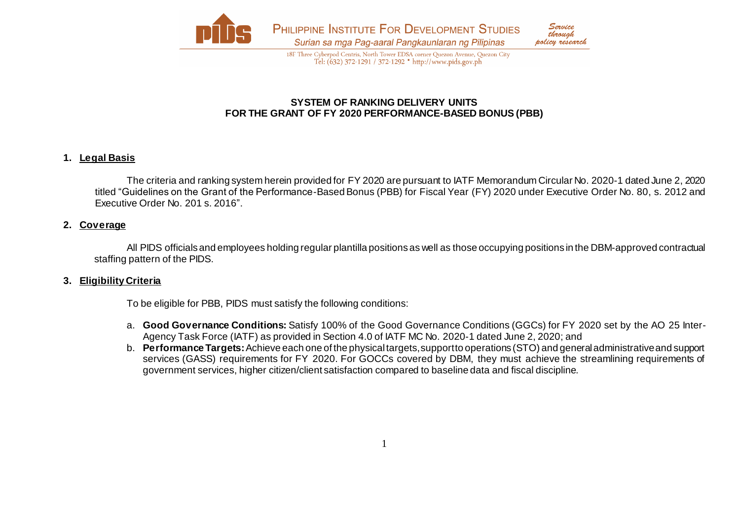PHILIPPINE INSTITUTE FOR DEVELOPMENT STUDIES

*Surian sa mga Pag-aaral Pangkaunlaran ng Pilipinas*

*Service through policy research*

18F Three Cyberpod Centris, North Tower EDSA corner Quezon Avenue, Quezon City
Tel: (632) 372-1291 / 372-1292 • http://www.pids.gov.ph

## SYSTEM OF RANKING DELIVERY UNITS FOR THE GRANT OF FY 2020 PERFORMANCE-BASED BONUS (PBB)

### 1. Legal Basis

The criteria and ranking system herein provided for FY 2020 are pursuant to IATF Memorandum Circular No. 2020-1 dated June 2, 2020 titled "Guidelines on the Grant of the Performance-Based Bonus (PBB) for Fiscal Year (FY) 2020 under Executive Order No. 80, s. 2012 and Executive Order No. 201 s. 2016".

### 2. Coverage

All PIDS officials and employees holding regular plantilla positions as well as those occupying positions in the DBM-approved contractual staffing pattern of the PIDS.

### 3. Eligibility Criteria

To be eligible for PBB, PIDS must satisfy the following conditions:

a. **Good Governance Conditions:** Satisfy 100% of the Good Governance Conditions (GGCs) for FY 2020 set by the AO 25 Inter-Agency Task Force (IATF) as provided in Section 4.0 of IATF MC No. 2020-1 dated June 2, 2020; and

b. **Performance Targets:** Achieve each one of the physical targets, support to operations (STO) and general administrative and support services (GASS) requirements for FY 2020. For GOCCs covered by DBM, they must achieve the streamlining requirements of government services, higher citizen/client satisfaction compared to baseline data and fiscal discipline.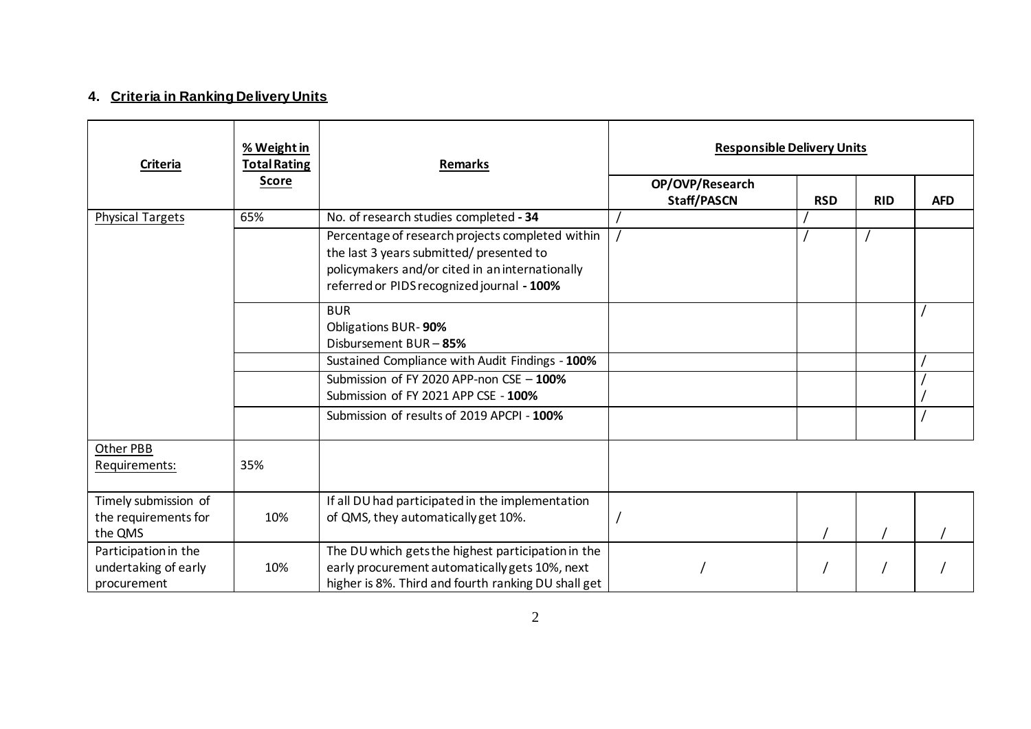## 4. Criteria in Ranking Delivery Units

| Criteria | % Weight in Total Rating Score | Remarks | Responsible Delivery Units | | | |
|---|---|---|---|---|---|---|
| | | | OP/OVP/Research Staff/PASCN | RSD | RID | AFD |
| Physical Targets | 65% | No. of research studies completed **- 34** | / | / | | |
| | | Percentage of research projects completed within the last 3 years submitted/ presented to policymakers and/or cited in an internationally referred or PIDS recognized journal **- 100%** | / | / | / | |
| | | BUR<br>Obligations BUR- **90%**<br>Disbursement BUR – **85%** | | | | / |
| | | Sustained Compliance with Audit Findings - **100%** | | | | / |
| | | Submission of FY 2020 APP-non CSE – **100%**<br>Submission of FY 2021 APP CSE - **100%** | | | | /<br>/ |
| | | Submission of results of 2019 APCPI - **100%** | | | | / |
| Other PBB Requirements: | 35% | | | | | |
| Timely submission of the requirements for the QMS | 10% | If all DU had participated in the implementation of QMS, they automatically get 10%. | / | / | / | / |
| Participation in the undertaking of early procurement | 10% | The DU which gets the highest participation in the early procurement automatically gets 10%, next higher is 8%. Third and fourth ranking DU shall get | / | / | / | / |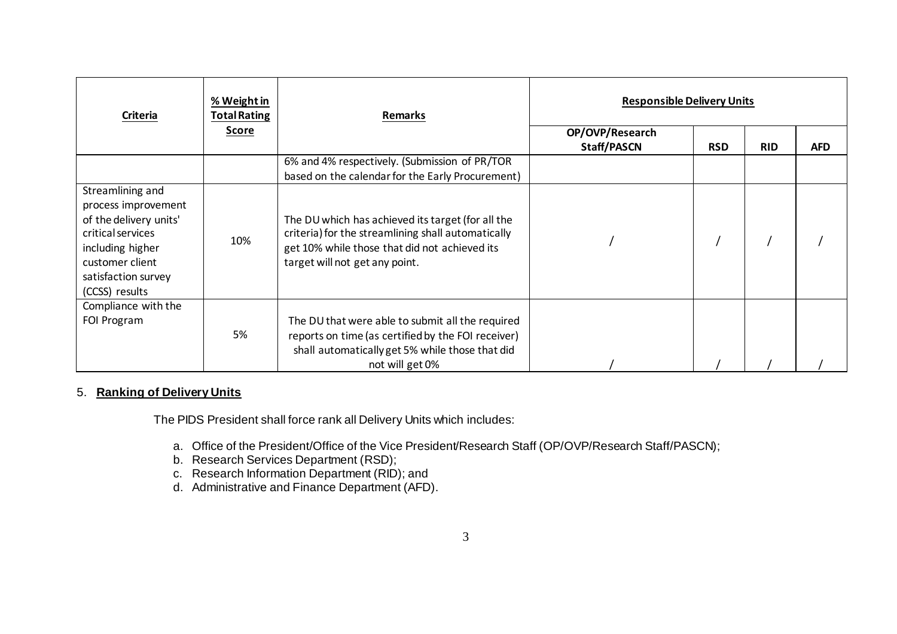| Criteria | % Weight in Total Rating Score | Remarks | Responsible Delivery Units | | | |
|---|---|---|---|---|---|---|
| | | | OP/OVP/Research Staff/PASCN | RSD | RID | AFD |
| | | 6% and 4% respectively. (Submission of PR/TOR based on the calendar for the Early Procurement) | | | | |
| Streamlining and process improvement of the delivery units' critical services including higher customer client satisfaction survey (CCSS) results | 10% | The DU which has achieved its target (for all the criteria) for the streamlining shall automatically get 10% while those that did not achieved its target will not get any point. | / | / | / | / |
| Compliance with the FOI Program | 5% | The DU that were able to submit all the required reports on time (as certified by the FOI receiver) shall automatically get 5% while those that did not will get 0% | / | / | / | / |

5. **Ranking of Delivery Units**

The PIDS President shall force rank all Delivery Units which includes:

a. Office of the President/Office of the Vice President/Research Staff (OP/OVP/Research Staff/PASCN);
b. Research Services Department (RSD);
c. Research Information Department (RID); and
d. Administrative and Finance Department (AFD).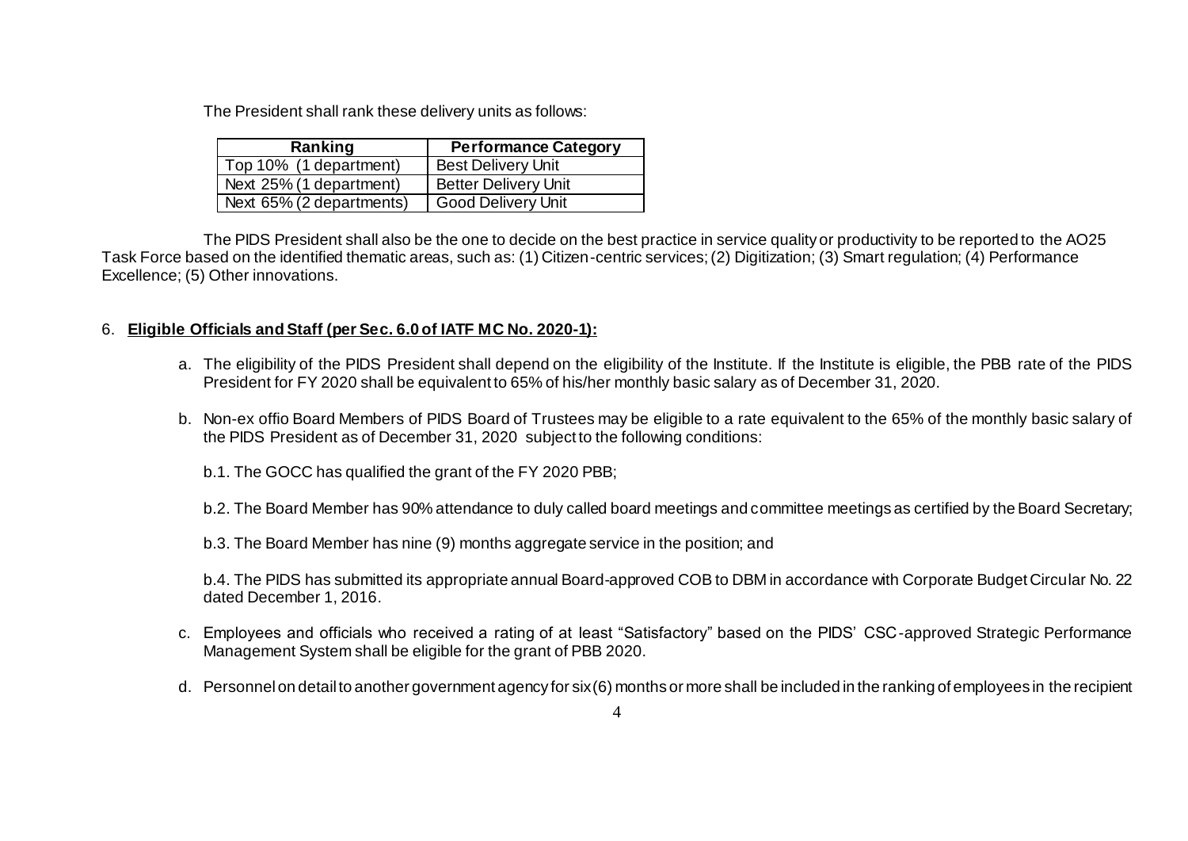The President shall rank these delivery units as follows:

| Ranking | Performance Category |
| --- | --- |
| Top 10% (1 department) | Best Delivery Unit |
| Next 25% (1 department) | Better Delivery Unit |
| Next 65% (2 departments) | Good Delivery Unit |

The PIDS President shall also be the one to decide on the best practice in service quality or productivity to be reported to the AO25 Task Force based on the identified thematic areas, such as: (1) Citizen-centric services; (2) Digitization; (3) Smart regulation; (4) Performance Excellence; (5) Other innovations.

6. **Eligible Officials and Staff (per Sec. 6.0 of IATF MC No. 2020-1):**

   a. The eligibility of the PIDS President shall depend on the eligibility of the Institute. If the Institute is eligible, the PBB rate of the PIDS President for FY 2020 shall be equivalent to 65% of his/her monthly basic salary as of December 31, 2020.

   b. Non-ex offio Board Members of PIDS Board of Trustees may be eligible to a rate equivalent to the 65% of the monthly basic salary of the PIDS President as of December 31, 2020 subject to the following conditions:

      b.1. The GOCC has qualified the grant of the FY 2020 PBB;

      b.2. The Board Member has 90% attendance to duly called board meetings and committee meetings as certified by the Board Secretary;

      b.3. The Board Member has nine (9) months aggregate service in the position; and

      b.4. The PIDS has submitted its appropriate annual Board-approved COB to DBM in accordance with Corporate Budget Circular No. 22 dated December 1, 2016.

   c. Employees and officials who received a rating of at least "Satisfactory" based on the PIDS' CSC-approved Strategic Performance Management System shall be eligible for the grant of PBB 2020.

   d. Personnel on detail to another government agency for six (6) months or more shall be included in the ranking of employees in the recipient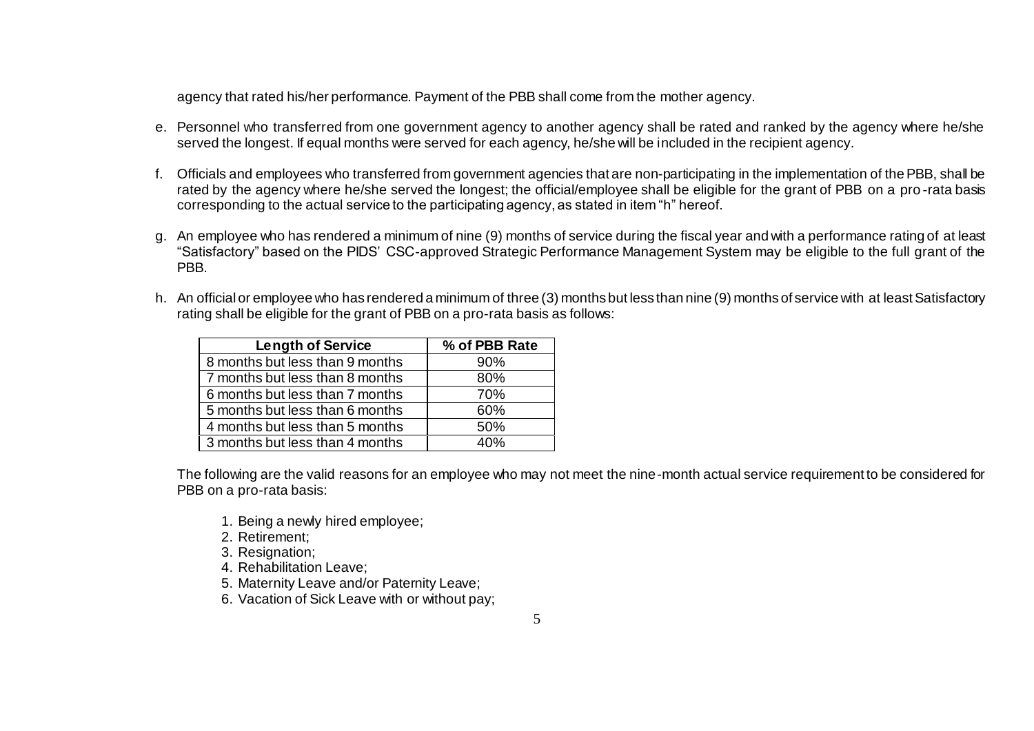agency that rated his/her performance. Payment of the PBB shall come from the mother agency.

e. Personnel who transferred from one government agency to another agency shall be rated and ranked by the agency where he/she served the longest. If equal months were served for each agency, he/she will be included in the recipient agency.

f. Officials and employees who transferred from government agencies that are non-participating in the implementation of the PBB, shall be rated by the agency where he/she served the longest; the official/employee shall be eligible for the grant of PBB on a pro-rata basis corresponding to the actual service to the participating agency, as stated in item "h" hereof.

g. An employee who has rendered a minimum of nine (9) months of service during the fiscal year and with a performance rating of at least "Satisfactory" based on the PIDS' CSC-approved Strategic Performance Management System may be eligible to the full grant of the PBB.

h. An official or employee who has rendered a minimum of three (3) months but less than nine (9) months of service with at least Satisfactory rating shall be eligible for the grant of PBB on a pro-rata basis as follows:

| Length of Service | % of PBB Rate |
|---|---|
| 8 months but less than 9 months | 90% |
| 7 months but less than 8 months | 80% |
| 6 months but less than 7 months | 70% |
| 5 months but less than 6 months | 60% |
| 4 months but less than 5 months | 50% |
| 3 months but less than 4 months | 40% |

The following are the valid reasons for an employee who may not meet the nine-month actual service requirement to be considered for PBB on a pro-rata basis:

1. Being a newly hired employee;
2. Retirement;
3. Resignation;
4. Rehabilitation Leave;
5. Maternity Leave and/or Paternity Leave;
6. Vacation of Sick Leave with or without pay;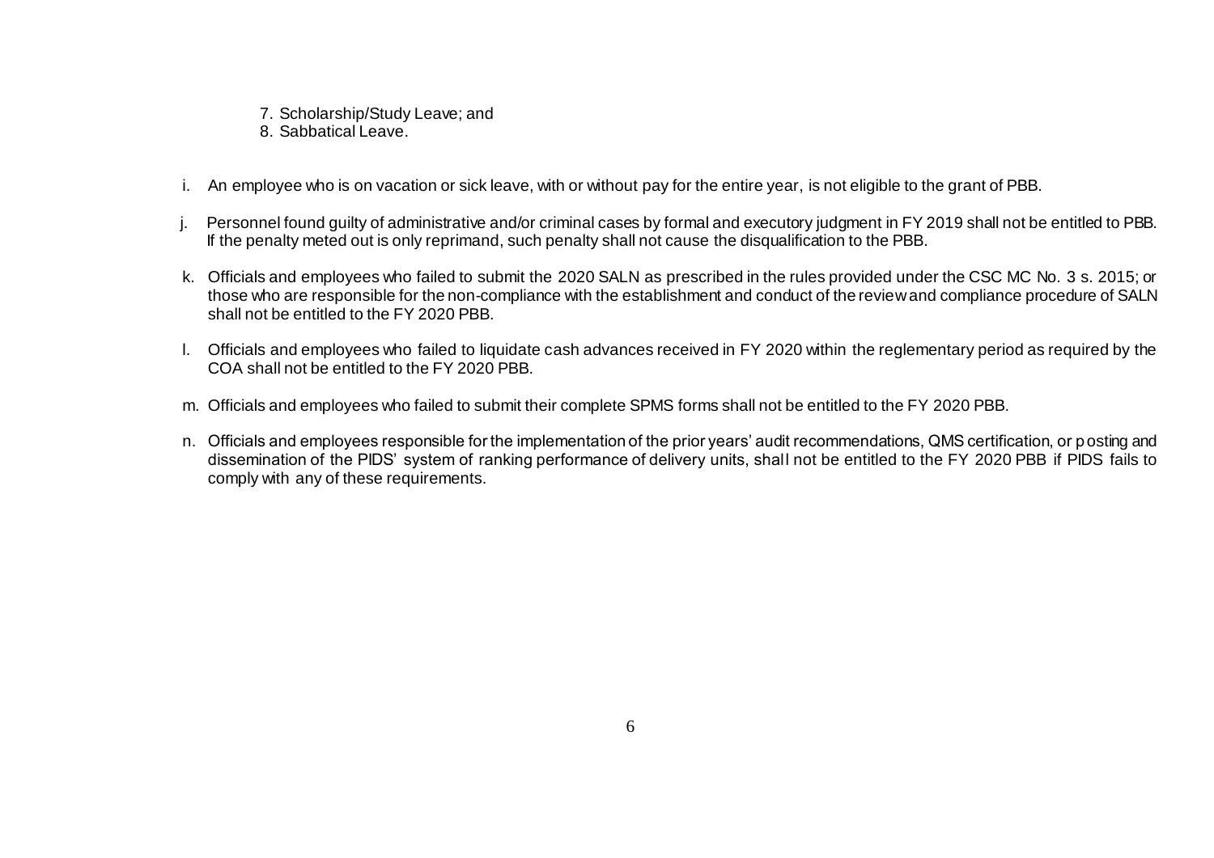7. Scholarship/Study Leave; and
8. Sabbatical Leave.

i. An employee who is on vacation or sick leave, with or without pay for the entire year, is not eligible to the grant of PBB.

j. Personnel found guilty of administrative and/or criminal cases by formal and executory judgment in FY 2019 shall not be entitled to PBB. If the penalty meted out is only reprimand, such penalty shall not cause the disqualification to the PBB.

k. Officials and employees who failed to submit the 2020 SALN as prescribed in the rules provided under the CSC MC No. 3 s. 2015; or those who are responsible for the non-compliance with the establishment and conduct of the review and compliance procedure of SALN shall not be entitled to the FY 2020 PBB.

l. Officials and employees who failed to liquidate cash advances received in FY 2020 within the reglementary period as required by the COA shall not be entitled to the FY 2020 PBB.

m. Officials and employees who failed to submit their complete SPMS forms shall not be entitled to the FY 2020 PBB.

n. Officials and employees responsible for the implementation of the prior years' audit recommendations, QMS certification, or posting and dissemination of the PIDS' system of ranking performance of delivery units, shall not be entitled to the FY 2020 PBB if PIDS fails to comply with any of these requirements.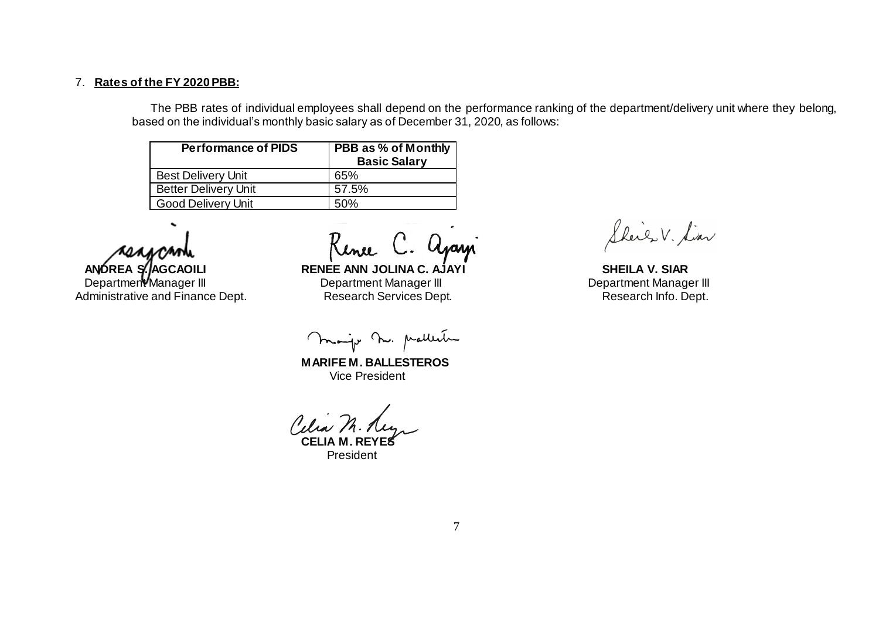7. **Rates of the FY 2020 PBB:**

The PBB rates of individual employees shall depend on the performance ranking of the department/delivery unit where they belong, based on the individual's monthly basic salary as of December 31, 2020, as follows:

| Performance of PIDS | PBB as % of Monthly Basic Salary |
|---|---|
| Best Delivery Unit | 65% |
| Better Delivery Unit | 57.5% |
| Good Delivery Unit | 50% |

**ANDREA S. AGCAOILI**
Department Manager III
Administrative and Finance Dept.

**RENEE ANN JOLINA C. AJAYI**
Department Manager III
Research Services Dept.

**SHEILA V. SIAR**
Department Manager III
Research Info. Dept.

**MARIFE M. BALLESTEROS**
Vice President

**CELIA M. REYES**
President